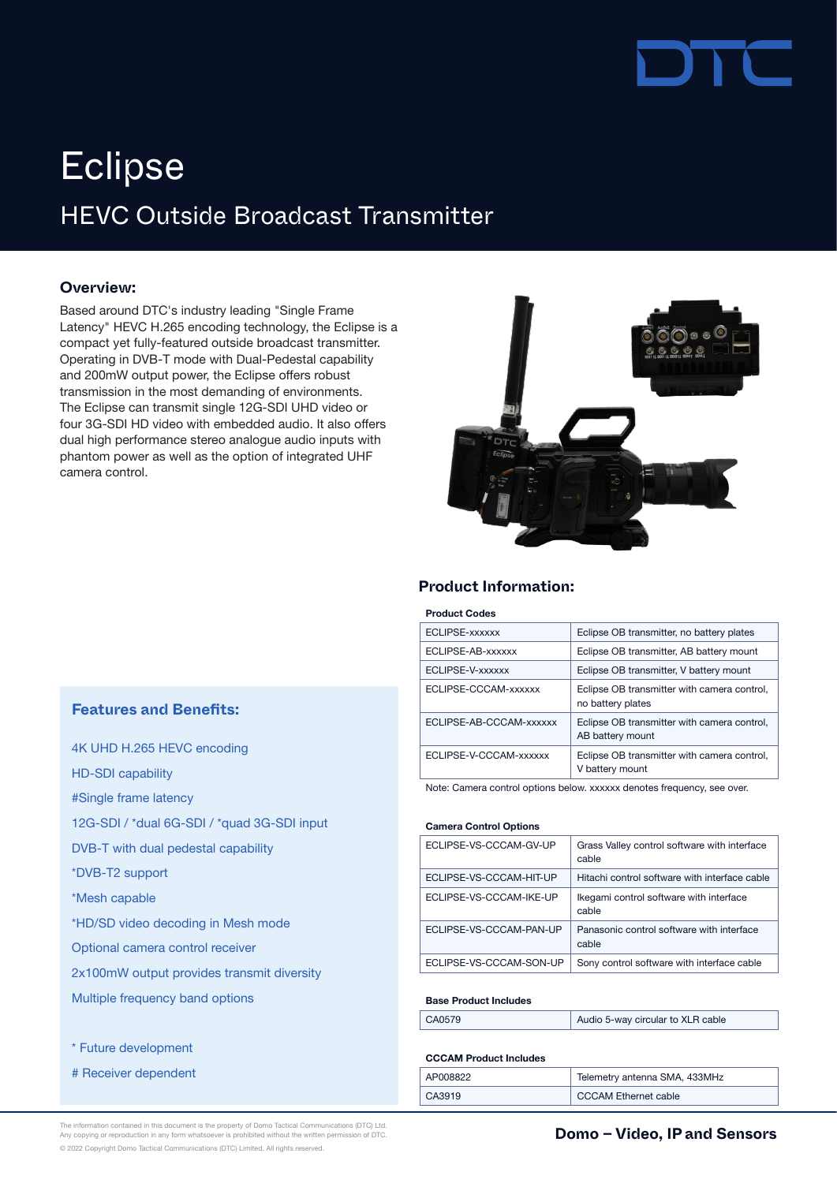# Eclipse

## HEVC Outside Broadcast Transmitter

### Overview:

Based around DTC's industry leading "Single Frame Latency" HEVC H.265 encoding technology, the Eclipse is a compact yet fully-featured outside broadcast transmitter. Operating in DVB-T mode with Dual-Pedestal capability and 200mW output power, the Eclipse offers robust transmission in the most demanding of environments. The Eclipse can transmit single 12G-SDI UHD video or four 3G-SDI HD video with embedded audio. It also offers dual high performance stereo analogue audio inputs with phantom power as well as the option of integrated UHF camera control.

### Features and Benefits:

4K UHD H.265 HEVC encoding

HD-SDI capability

#Single frame latency

12G-SDI / *dual 6G-SDI / *quad 3G-SDI input

DVB-T with dual pedestal capability

*DVB-T2 support

*Mesh capable

*HD/SD video decoding in Mesh mode

Optional camera control receiver

2x100mW output provides transmit diversity

Multiple frequency band options

* Future development

# Receiver dependent

### Product Information:

**Product Codes**

| | |
|---|---|
| ECLIPSE-xxxxxx | Eclipse OB transmitter, no battery plates |
| ECLIPSE-AB-xxxxxx | Eclipse OB transmitter, AB battery mount |
| ECLIPSE-V-xxxxxx | Eclipse OB transmitter, V battery mount |
| ECLIPSE-CCCAM-xxxxxx | Eclipse OB transmitter with camera control, no battery plates |
| ECLIPSE-AB-CCCAM-xxxxxx | Eclipse OB transmitter with camera control, AB battery mount |
| ECLIPSE-V-CCCAM-xxxxxx | Eclipse OB transmitter with camera control, V battery mount |

Note: Camera control options below. xxxxxx denotes frequency, see over.

**Camera Control Options**

| | |
|---|---|
| ECLIPSE-VS-CCCAM-GV-UP | Grass Valley control software with interface cable |
| ECLIPSE-VS-CCCAM-HIT-UP | Hitachi control software with interface cable |
| ECLIPSE-VS-CCCAM-IKE-UP | Ikegami control software with interface cable |
| ECLIPSE-VS-CCCAM-PAN-UP | Panasonic control software with interface cable |
| ECLIPSE-VS-CCCAM-SON-UP | Sony control software with interface cable |

**Base Product Includes**

| | |
|---|---|
| CA0579 | Audio 5-way circular to XLR cable |

**CCCAM Product Includes**

| | |
|---|---|
| AP008822 | Telemetry antenna SMA, 433MHz |
| CA3919 | CCCAM Ethernet cable |

The information contained in this document is the property of Domo Tactical Communications (DTC) Ltd. Any copying or reproduction in any form whatsoever is prohibited without the written permission of DTC.

© 2022 Copyright Domo Tactical Communications (DTC) Limited. All rights reserved.

**Domo – Video, IP and Sensors**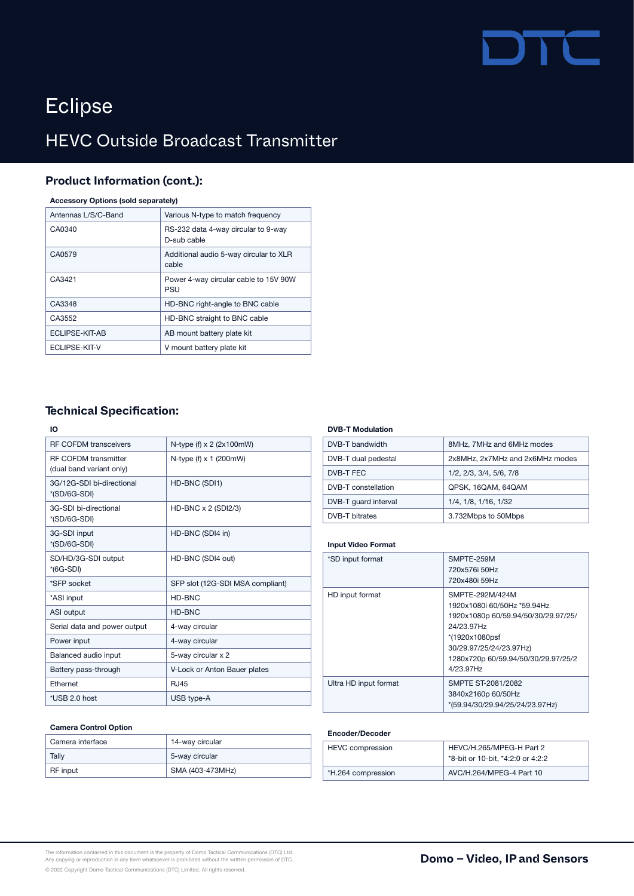# Eclipse

## HEVC Outside Broadcast Transmitter

### Product Information (cont.):

**Accessory Options (sold separately)**

| | |
|---|---|
| Antennas L/S/C-Band | Various N-type to match frequency |
| CA0340 | RS-232 data 4-way circular to 9-way D-sub cable |
| CA0579 | Additional audio 5-way circular to XLR cable |
| CA3421 | Power 4-way circular cable to 15V 90W PSU |
| CA3348 | HD-BNC right-angle to BNC cable |
| CA3552 | HD-BNC straight to BNC cable |
| ECLIPSE-KIT-AB | AB mount battery plate kit |
| ECLIPSE-KIT-V | V mount battery plate kit |

### Technical Specification:

**IO**

| | |
|---|---|
| RF COFDM transceivers | N-type (f) x 2 (2x100mW) |
| RF COFDM transmitter (dual band variant only) | N-type (f) x 1 (200mW) |
| 3G/12G-SDI bi-directional *(SD/6G-SDI) | HD-BNC (SDI1) |
| 3G-SDI bi-directional *(SD/6G-SDI) | HD-BNC x 2 (SDI2/3) |
| 3G-SDI input *(SD/6G-SDI) | HD-BNC (SDI4 in) |
| SD/HD/3G-SDI output *(6G-SDI) | HD-BNC (SDI4 out) |
| *SFP socket | SFP slot (12G-SDI MSA compliant) |
| *ASI input | HD-BNC |
| ASI output | HD-BNC |
| Serial data and power output | 4-way circular |
| Power input | 4-way circular |
| Balanced audio input | 5-way circular x 2 |
| Battery pass-through | V-Lock or Anton Bauer plates |
| Ethernet | RJ45 |
| *USB 2.0 host | USB type-A |

**Camera Control Option**

| | |
|---|---|
| Camera interface | 14-way circular |
| Tally | 5-way circular |
| RF input | SMA (403-473MHz) |

**DVB-T Modulation**

| | |
|---|---|
| DVB-T bandwidth | 8MHz, 7MHz and 6MHz modes |
| DVB-T dual pedestal | 2x8MHz, 2x7MHz and 2x6MHz modes |
| DVB-T FEC | 1/2, 2/3, 3/4, 5/6, 7/8 |
| DVB-T constellation | QPSK, 16QAM, 64QAM |
| DVB-T guard interval | 1/4, 1/8, 1/16, 1/32 |
| DVB-T bitrates | 3.732Mbps to 50Mbps |

**Input Video Format**

| | |
|---|---|
| *SD input format | SMPTE-259M<br>720x576i 50Hz<br>720x480i 59Hz |
| HD input format | SMPTE-292M/424M<br>1920x1080i 60/50Hz *59.94Hz<br>1920x1080p 60/59.94/50/30/29.97/25/24/23.97Hz<br>*(1920x1080psf 30/29.97/25/24/23.97Hz)<br>1280x720p 60/59.94/50/30/29.97/25/24/23.97Hz |
| Ultra HD input format | SMPTE ST-2081/2082<br>3840x2160p 60/50Hz<br>*(59.94/30/29.94/25/24/23.97Hz) |

**Encoder/Decoder**

| | |
|---|---|
| HEVC compression | HEVC/H.265/MPEG-H Part 2<br>*8-bit or 10-bit, *4:2:0 or 4:2:2 |
| *H.264 compression | AVC/H.264/MPEG-4 Part 10 |

The information contained in this document is the property of Domo Tactical Communications (DTC) Ltd. Any copying or reproduction in any form whatsoever is prohibited without the written permission of DTC.

© 2022 Copyright Domo Tactical Communications (DTC) Limited. All rights reserved.

**Domo – Video, IP and Sensors**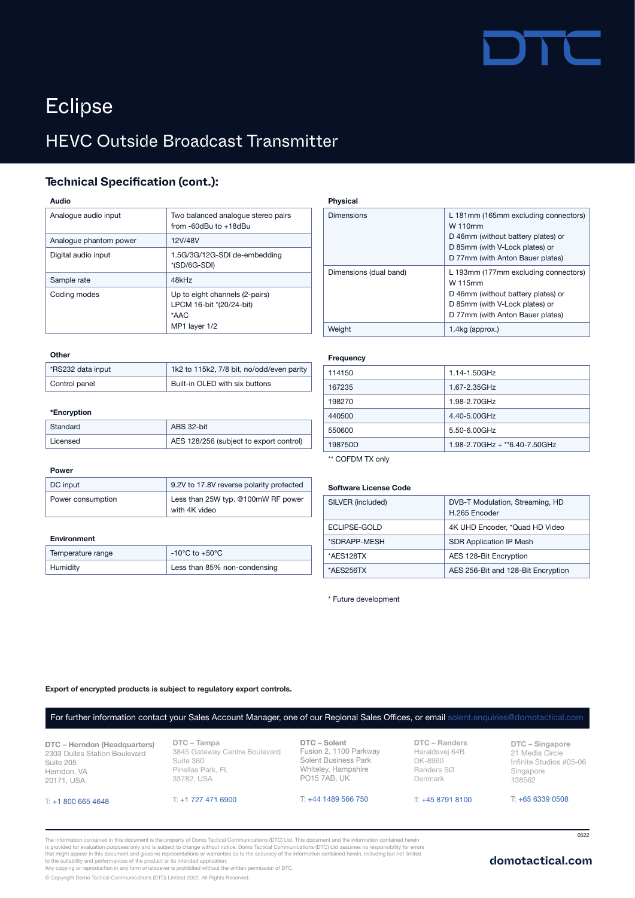# Eclipse

## HEVC Outside Broadcast Transmitter

### Technical Specification (cont.):

**Audio**

| | |
|---|---|
| Analogue audio input | Two balanced analogue stereo pairs from -60dBu to +18dBu |
| Analogue phantom power | 12V/48V |
| Digital audio input | 1.5G/3G/12G-SDI de-embedding *(SD/6G-SDI) |
| Sample rate | 48kHz |
| Coding modes | Up to eight channels (2-pairs)<br>LPCM 16-bit *(20/24-bit)<br>*AAC<br>MP1 layer 1/2 |

**Other**

| | |
|---|---|
| *RS232 data input | 1k2 to 115k2, 7/8 bit, no/odd/even parity |
| Control panel | Built-in OLED with six buttons |

***Encryption**

| | |
|---|---|
| Standard | ABS 32-bit |
| Licensed | AES 128/256 (subject to export control) |

**Power**

| | |
|---|---|
| DC input | 9.2V to 17.8V reverse polarity protected |
| Power consumption | Less than 25W typ. @100mW RF power with 4K video |

**Environment**

| | |
|---|---|
| Temperature range | -10°C to +50°C |
| Humidity | Less than 85% non-condensing |

**Physical**

| | |
|---|---|
| Dimensions | L 181mm (165mm excluding connectors)<br>W 110mm<br>D 46mm (without battery plates) or<br>D 85mm (with V-Lock plates) or<br>D 77mm (with Anton Bauer plates) |
| Dimensions (dual band) | L 193mm (177mm excluding connectors)<br>W 115mm<br>D 46mm (without battery plates) or<br>D 85mm (with V-Lock plates) or<br>D 77mm (with Anton Bauer plates) |
| Weight | 1.4kg (approx.) |

**Frequency**

| | |
|---|---|
| 114150 | 1.14-1.50GHz |
| 167235 | 1.67-2.35GHz |
| 198270 | 1.98-2.70GHz |
| 440500 | 4.40-5.00GHz |
| 550600 | 5.50-6.00GHz |
| 198750D | 1.98-2.70GHz + **6.40-7.50GHz |

** COFDM TX only

**Software License Code**

| | |
|---|---|
| SILVER (included) | DVB-T Modulation, Streaming, HD H.265 Encoder |
| ECLIPSE-GOLD | 4K UHD Encoder, *Quad HD Video |
| *SDRAPP-MESH | SDR Application IP Mesh |
| *AES128TX | AES 128-Bit Encryption |
| *AES256TX | AES 256-Bit and 128-Bit Encryption |

* Future development

**Export of encrypted products is subject to regulatory export controls.**

For further information contact your Sales Account Manager, one of our Regional Sales Offices, or email solent.enquiries@domotactical.com

**DTC – Herndon (Headquarters)**
2303 Dulles Station Boulevard
Suite 205
Herndon, VA
20171, USA

T: +1 800 665 4648

**DTC – Tampa**
3845 Gateway Centre Boulevard
Suite 360
Pinellas Park, FL
33782, USA

T: +1 727 471 6900

**DTC – Solent**
Fusion 2, 1100 Parkway
Solent Business Park
Whiteley, Hampshire
PO15 7AB, UK

T: +44 1489 566 750

**DTC – Randers**
Haraldsvej 64B
DK-8960
Randers SØ
Denmark

T: +45 8791 8100

**DTC – Singapore**
21 Media Circle
Infinite Studios #05-06
Singapore
138562

T: +65 6339 0508

0522

The information contained in this document is the property of Domo Tactical Communications (DTC) Ltd. This document and the information contained herein is provided for evaluation purposes only and is subject to change without notice. Domo Tactical Communications (DTC) Ltd assumes no responsibility for errors that might appear in this document and gives no representations or warranties as to the accuracy of the information contained herein, including but not limited to the suitability and performances of the product or its intended application.
Any copying or reproduction in any form whatsoever is prohibited without the written permission of DTC.

© Copyright Domo Tactical Communications (DTC) Limited 2022. All Rights Reserved.

**domotactical.com**